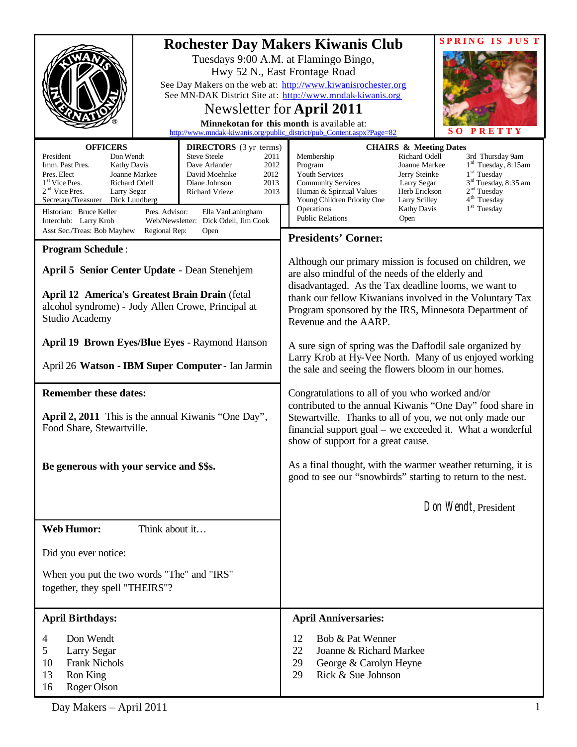# Rochester Day Makers Kiwanis Club

Tuesdays 9:00 A.M. at Flamingo Bingo,
Hwy 52 N., East Frontage Road

See Day Makers on the web at: http://www.kiwanisrochester.org
See MN-DAK District Site at: http://www.mndak-kiwanis.org

## Newsletter for **April 2011**

**Minnekotan for this month** is available at:
http://www.mndak-kiwanis.org/public_district/pub_Content.aspx?Page=82

**SPRING IS JUST SO PRETTY**

**OFFICERS**

| | |
|---|---|
| President | Don Wendt |
| Imm. Past Pres. | Kathy Davis |
| Pres. Elect | Joanne Markee |
| 1st Vice Pres. | Richard Odell |
| 2nd Vice Pres. | Larry Segar |
| Secretary/Treasurer | Dick Lundberg |

**DIRECTORS** (3 yr terms)

| | |
|---|---|
| Steve Steele | 2011 |
| Dave Arlander | 2012 |
| David Moehnke | 2012 |
| Diane Johnson | 2013 |
| Richard Vrieze | 2013 |

Historian: Bruce Keller — Pres. Advisor: Ella VanLaningham
Interclub: Larry Krob — Web/Newsletter: Dick Odell, Jim Cook
Asst Sec./Treas: Bob Mayhew — Regional Rep: Open

**CHAIRS & Meeting Dates**

| | | |
|---|---|---|
| Membership | Richard Odell | 3rd Thursday 9am |
| Program | Joanne Markee | 1st Tuesday, 8:15am |
| Youth Services | Jerry Steinke | 1st Tuesday |
| Community Services | Larry Segar | 3rd Tuesday, 8:35 am |
| Human & Spiritual Values | Herb Erickson | 2nd Tuesday |
| Young Children Priority One | Larry Scilley | 4th Tuesday |
| Operations | Kathy Davis | 1st Tuesday |
| Public Relations | Open | |

## Program Schedule:

**April 5 Senior Center Update** - Dean Stenehjem

**April 12 America's Greatest Brain Drain** (fetal alcohol syndrome) - Jody Allen Crowe, Principal at Studio Academy

**April 19 Brown Eyes/Blue Eyes** - Raymond Hanson

April 26 **Watson - IBM Super Computer** - Ian Jarmin

## Remember these dates:

**April 2, 2011** This is the annual Kiwanis "One Day", Food Share, Stewartville.

**Be generous with your service and $$s.**

## Presidents' Corner:

Although our primary mission is focused on children, we are also mindful of the needs of the elderly and disadvantaged. As the Tax deadline looms, we want to thank our fellow Kiwanians involved in the Voluntary Tax Program sponsored by the IRS, Minnesota Department of Revenue and the AARP.

A sure sign of spring was the Daffodil sale organized by Larry Krob at Hy-Vee North. Many of us enjoyed working the sale and seeing the flowers bloom in our homes.

Congratulations to all of you who worked and/or contributed to the annual Kiwanis "One Day" food share in Stewartville. Thanks to all of you, we not only made our financial support goal – we exceeded it. What a wonderful show of support for a great cause.

As a final thought, with the warmer weather returning, it is good to see our "snowbirds" starting to return to the nest.

Don Wendt, President

**Web Humor:** Think about it…

Did you ever notice:

When you put the two words "The" and "IRS" together, they spell "THEIRS"?

## April Birthdays:

| | |
|---|---|
| 4 | Don Wendt |
| 5 | Larry Segar |
| 10 | Frank Nichols |
| 13 | Ron King |
| 16 | Roger Olson |

## April Anniversaries:

| | |
|---|---|
| 12 | Bob & Pat Wenner |
| 22 | Joanne & Richard Markee |
| 29 | George & Carolyn Heyne |
| 29 | Rick & Sue Johnson |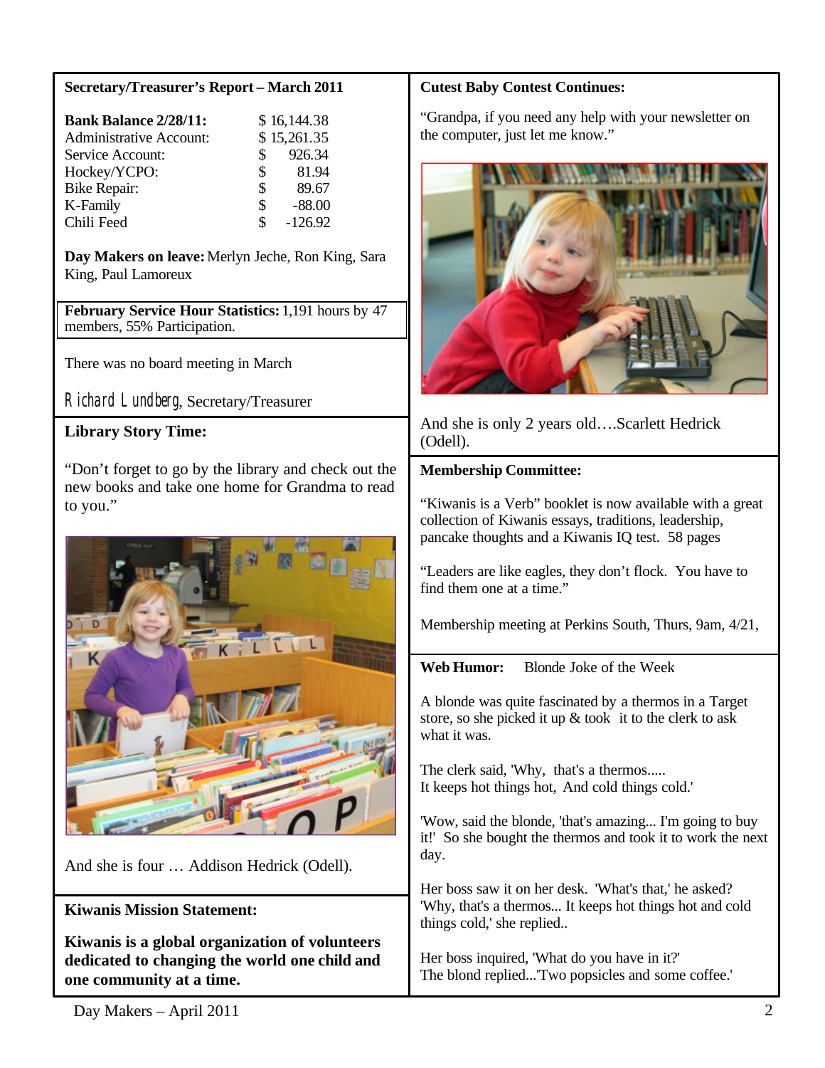## Secretary/Treasurer's Report – March 2011

| | |
|---|---|
| **Bank Balance 2/28/11:** | $ 16,144.38 |
| Administrative Account: | $ 15,261.35 |
| Service Account: | $ 926.34 |
| Hockey/YCPO: | $ 81.94 |
| Bike Repair: | $ 89.67 |
| K-Family | $ -88.00 |
| Chili Feed | $ -126.92 |

**Day Makers on leave:** Merlyn Jeche, Ron King, Sara King, Paul Lamoreux

**February Service Hour Statistics:** 1,191 hours by 47 members, 55% Participation.

There was no board meeting in March

Richard Lundberg, Secretary/Treasurer

## Library Story Time:

"Don't forget to go by the library and check out the new books and take one home for Grandma to read to you."

And she is four … Addison Hedrick (Odell).

## Kiwanis Mission Statement:

**Kiwanis is a global organization of volunteers dedicated to changing the world one child and one community at a time.**

## Cutest Baby Contest Continues:

"Grandpa, if you need any help with your newsletter on the computer, just let me know."

And she is only 2 years old….Scarlett Hedrick (Odell).

## Membership Committee:

"Kiwanis is a Verb" booklet is now available with a great collection of Kiwanis essays, traditions, leadership, pancake thoughts and a Kiwanis IQ test. 58 pages

"Leaders are like eagles, they don't flock. You have to find them one at a time."

Membership meeting at Perkins South, Thurs, 9am, 4/21,

## Web Humor: Blonde Joke of the Week

A blonde was quite fascinated by a thermos in a Target store, so she picked it up & took it to the clerk to ask what it was.

The clerk said, 'Why, that's a thermos.....
It keeps hot things hot, And cold things cold.'

'Wow, said the blonde, 'that's amazing... I'm going to buy it!' So she bought the thermos and took it to work the next day.

Her boss saw it on her desk. 'What's that,' he asked? 'Why, that's a thermos... It keeps hot things hot and cold things cold,' she replied..

Her boss inquired, 'What do you have in it?'
The blond replied...'Two popsicles and some coffee.'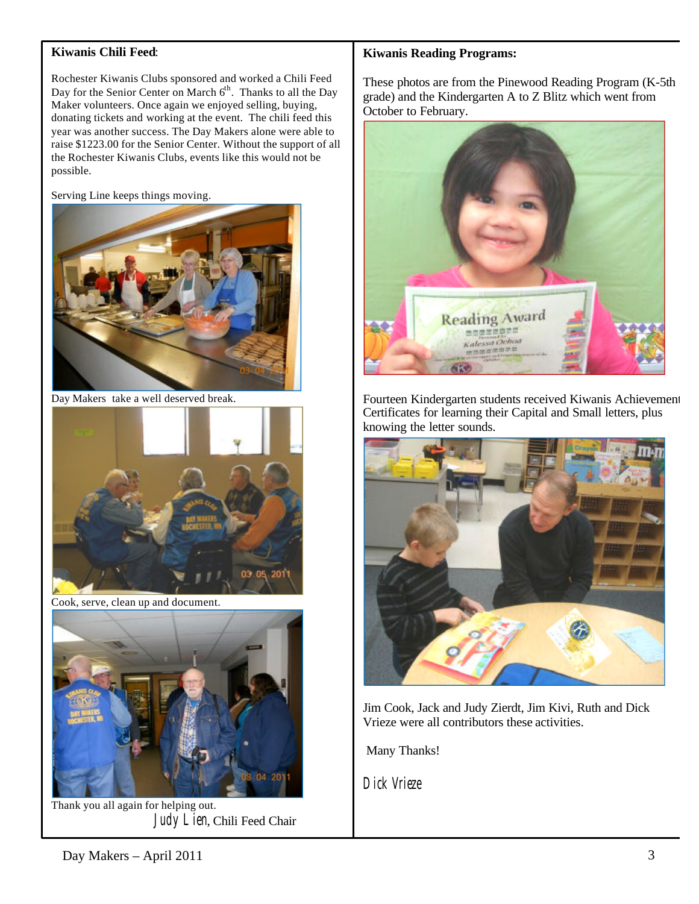## Kiwanis Chili Feed:

Rochester Kiwanis Clubs sponsored and worked a Chili Feed Day for the Senior Center on March 6th. Thanks to all the Day Maker volunteers. Once again we enjoyed selling, buying, donating tickets and working at the event. The chili feed this year was another success. The Day Makers alone were able to raise $1223.00 for the Senior Center. Without the support of all the Rochester Kiwanis Clubs, events like this would not be possible.

Serving Line keeps things moving.

Day Makers take a well deserved break.

Cook, serve, clean up and document.

Thank you all again for helping out.

*Judy Lien*, Chili Feed Chair

## Kiwanis Reading Programs:

These photos are from the Pinewood Reading Program (K-5th grade) and the Kindergarten A to Z Blitz which went from October to February.

Fourteen Kindergarten students received Kiwanis Achievement Certificates for learning their Capital and Small letters, plus knowing the letter sounds.

Jim Cook, Jack and Judy Zierdt, Jim Kivi, Ruth and Dick Vrieze were all contributors these activities.

Many Thanks!

*Dick Vrieze*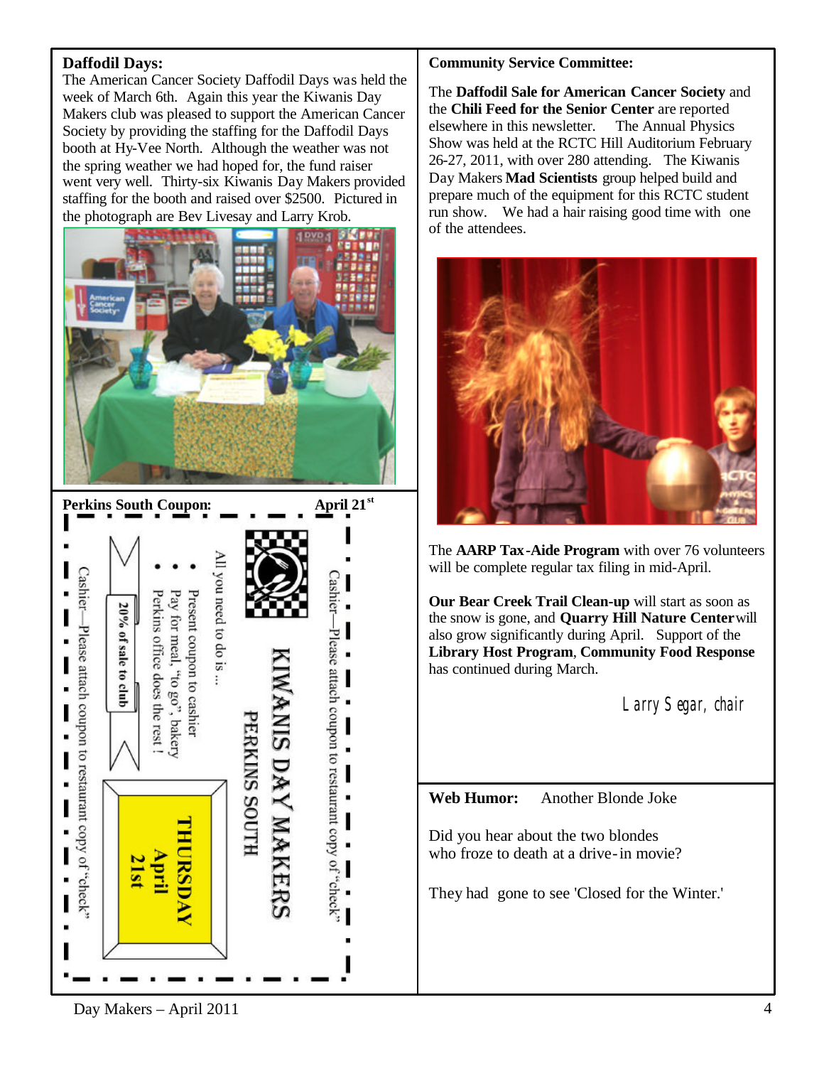**Daffodil Days:**
The American Cancer Society Daffodil Days was held the week of March 6th. Again this year the Kiwanis Day Makers club was pleased to support the American Cancer Society by providing the staffing for the Daffodil Days booth at Hy-Vee North. Although the weather was not the spring weather we had hoped for, the fund raiser went very well. Thirty-six Kiwanis Day Makers provided staffing for the booth and raised over $2500. Pictured in the photograph are Bev Livesay and Larry Krob.

**Perkins South Coupon:** **April 21st**

Cashier—Please attach coupon to restaurant copy of "check"

**KIWANIS DAY MAKERS**
**PERKINS SOUTH**

All you need to do is …

- Present coupon to cashier
- Pay for meal, "to go", bakery
- Perkins office does the rest !

**20% of sale to club**

**THURSDAY**
**April**
**21st**

Cashier—Please attach coupon to restaurant copy of "check"

**Community Service Committee:**

The **Daffodil Sale for American Cancer Society** and the **Chili Feed for the Senior Center** are reported elsewhere in this newsletter. The Annual Physics Show was held at the RCTC Hill Auditorium February 26-27, 2011, with over 280 attending. The Kiwanis Day Makers **Mad Scientists** group helped build and prepare much of the equipment for this RCTC student run show. We had a hair raising good time with one of the attendees.

The **AARP Tax-Aide Program** with over 76 volunteers will be complete regular tax filing in mid-April.

**Our Bear Creek Trail Clean-up** will start as soon as the snow is gone, and **Quarry Hill Nature Center** will also grow significantly during April. Support of the **Library Host Program**, **Community Food Response** has continued during March.

*Larry Segar, chair*

**Web Humor:** Another Blonde Joke

Did you hear about the two blondes who froze to death at a drive-in movie?

They had gone to see 'Closed for the Winter.'